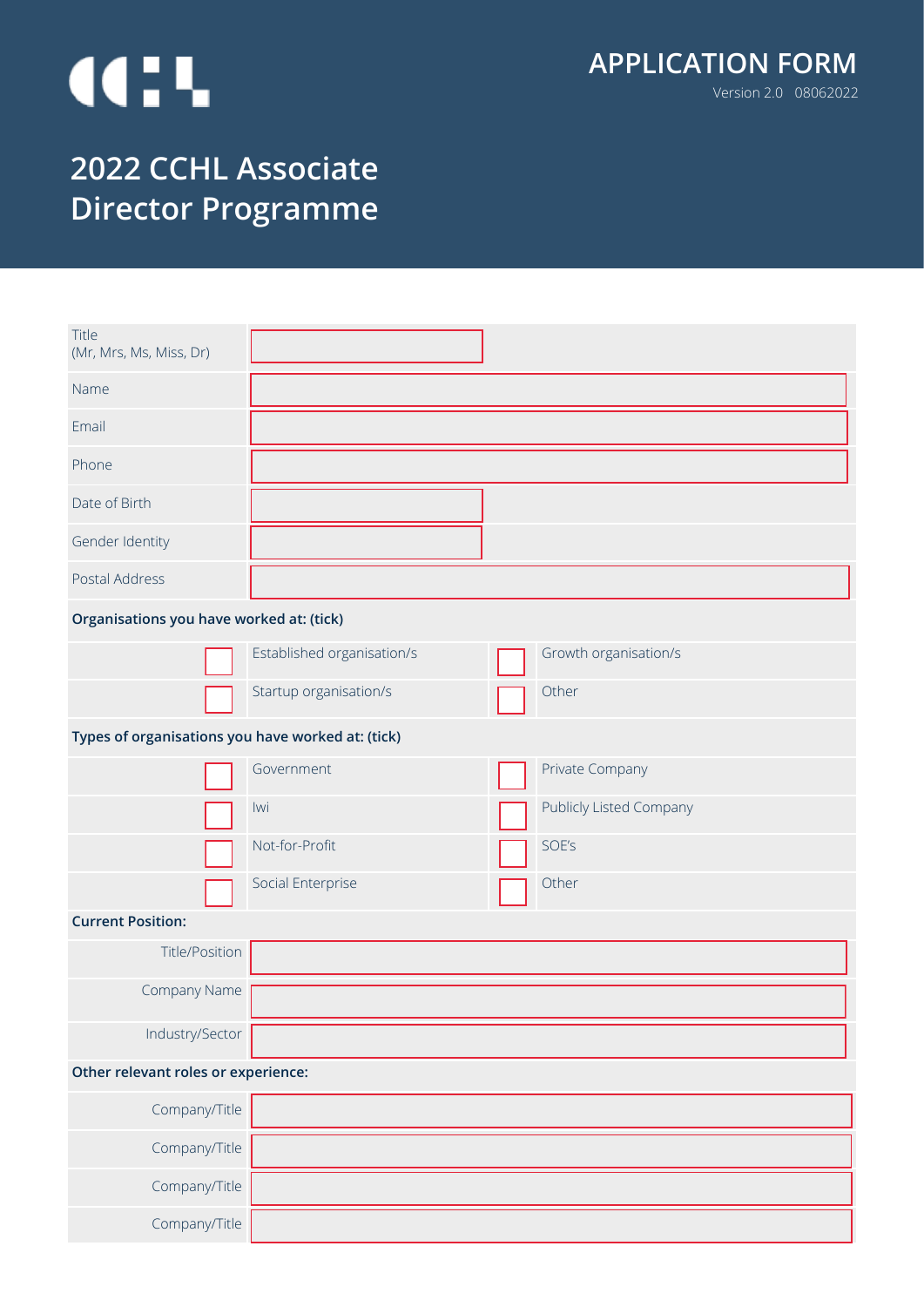# APPLICATION FORM

Version 2.0 08062022

# 2022 CCHL Associate Director Programme

| Field | |
|---|---|
| Title (Mr, Mrs, Ms, Miss, Dr) | |
| Name | |
| Email | |
| Phone | |
| Date of Birth | |
| Gender Identity | |
| Postal Address | |

**Organisations you have worked at: (tick)**

| | | | |
|---|---|---|---|
| ☐ | Established organisation/s | ☐ | Growth organisation/s |
| ☐ | Startup organisation/s | ☐ | Other |

**Types of organisations you have worked at: (tick)**

| | | | |
|---|---|---|---|
| ☐ | Government | ☐ | Private Company |
| ☐ | Iwi | ☐ | Publicly Listed Company |
| ☐ | Not-for-Profit | ☐ | SOE's |
| ☐ | Social Enterprise | ☐ | Other |

**Current Position:**

| Field | |
|---|---|
| Title/Position | |
| Company Name | |
| Industry/Sector | |

**Other relevant roles or experience:**

| Field | |
|---|---|
| Company/Title | |
| Company/Title | |
| Company/Title | |
| Company/Title | |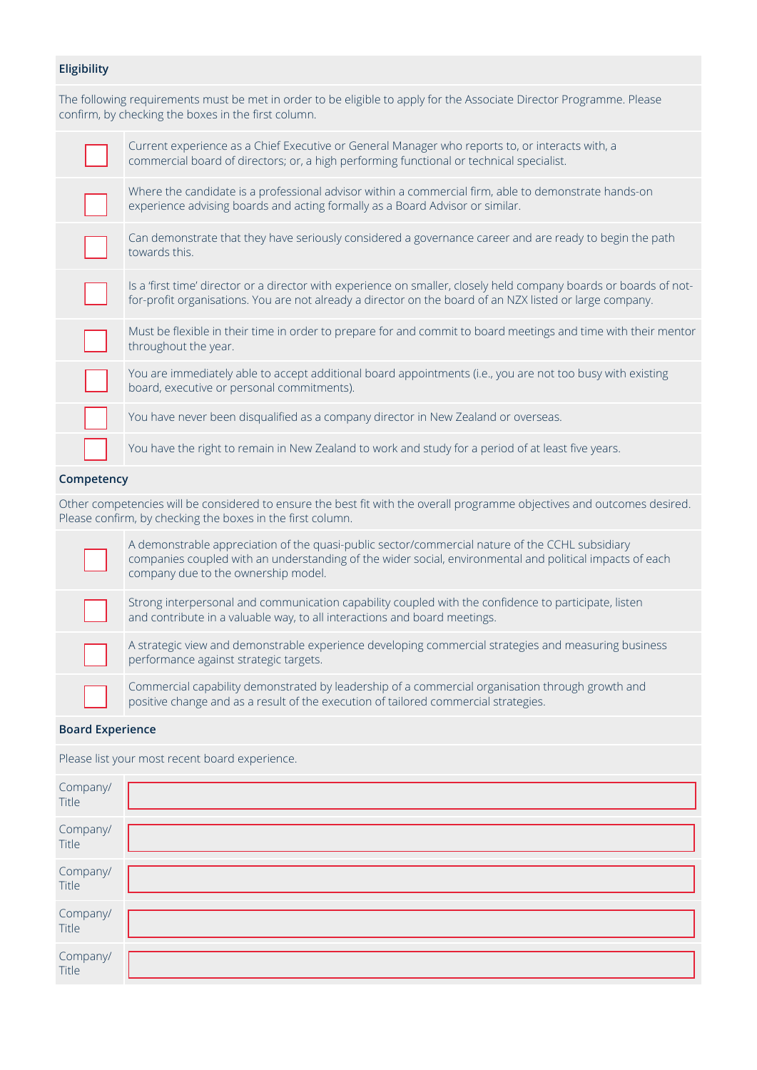## Eligibility

The following requirements must be met in order to be eligible to apply for the Associate Director Programme. Please confirm, by checking the boxes in the first column.

| | |
|---|---|
| ☐ | Current experience as a Chief Executive or General Manager who reports to, or interacts with, a commercial board of directors; or, a high performing functional or technical specialist. |
| ☐ | Where the candidate is a professional advisor within a commercial firm, able to demonstrate hands-on experience advising boards and acting formally as a Board Advisor or similar. |
| ☐ | Can demonstrate that they have seriously considered a governance career and are ready to begin the path towards this. |
| ☐ | Is a 'first time' director or a director with experience on smaller, closely held company boards or boards of not-for-profit organisations. You are not already a director on the board of an NZX listed or large company. |
| ☐ | Must be flexible in their time in order to prepare for and commit to board meetings and time with their mentor throughout the year. |
| ☐ | You are immediately able to accept additional board appointments (i.e., you are not too busy with existing board, executive or personal commitments). |
| ☐ | You have never been disqualified as a company director in New Zealand or overseas. |
| ☐ | You have the right to remain in New Zealand to work and study for a period of at least five years. |

## Competency

Other competencies will be considered to ensure the best fit with the overall programme objectives and outcomes desired. Please confirm, by checking the boxes in the first column.

| | |
|---|---|
| ☐ | A demonstrable appreciation of the quasi-public sector/commercial nature of the CCHL subsidiary companies coupled with an understanding of the wider social, environmental and political impacts of each company due to the ownership model. |
| ☐ | Strong interpersonal and communication capability coupled with the confidence to participate, listen and contribute in a valuable way, to all interactions and board meetings. |
| ☐ | A strategic view and demonstrable experience developing commercial strategies and measuring business performance against strategic targets. |
| ☐ | Commercial capability demonstrated by leadership of a commercial organisation through growth and positive change and as a result of the execution of tailored commercial strategies. |

## Board Experience

Please list your most recent board experience.

| | |
|---|---|
| Company/ Title | |
| Company/ Title | |
| Company/ Title | |
| Company/ Title | |
| Company/ Title | |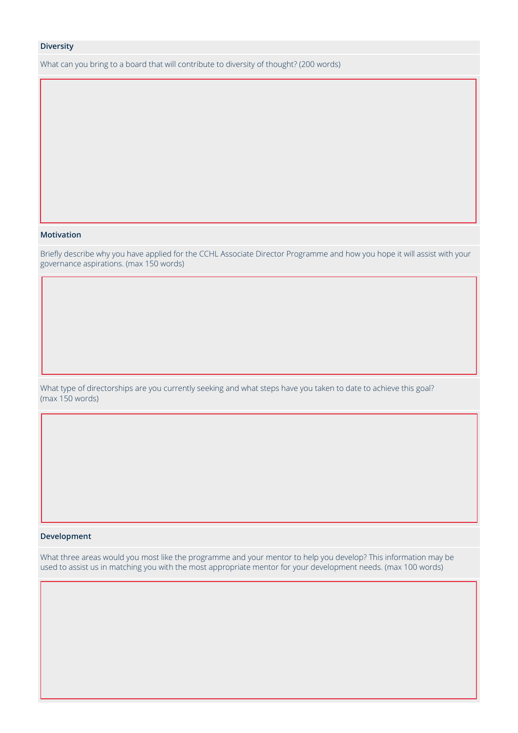**Diversity**

What can you bring to a board that will contribute to diversity of thought? (200 words)

**Motivation**

Briefly describe why you have applied for the CCHL Associate Director Programme and how you hope it will assist with your governance aspirations. (max 150 words)

What type of directorships are you currently seeking and what steps have you taken to date to achieve this goal? (max 150 words)

**Development**

What three areas would you most like the programme and your mentor to help you develop? This information may be used to assist us in matching you with the most appropriate mentor for your development needs. (max 100 words)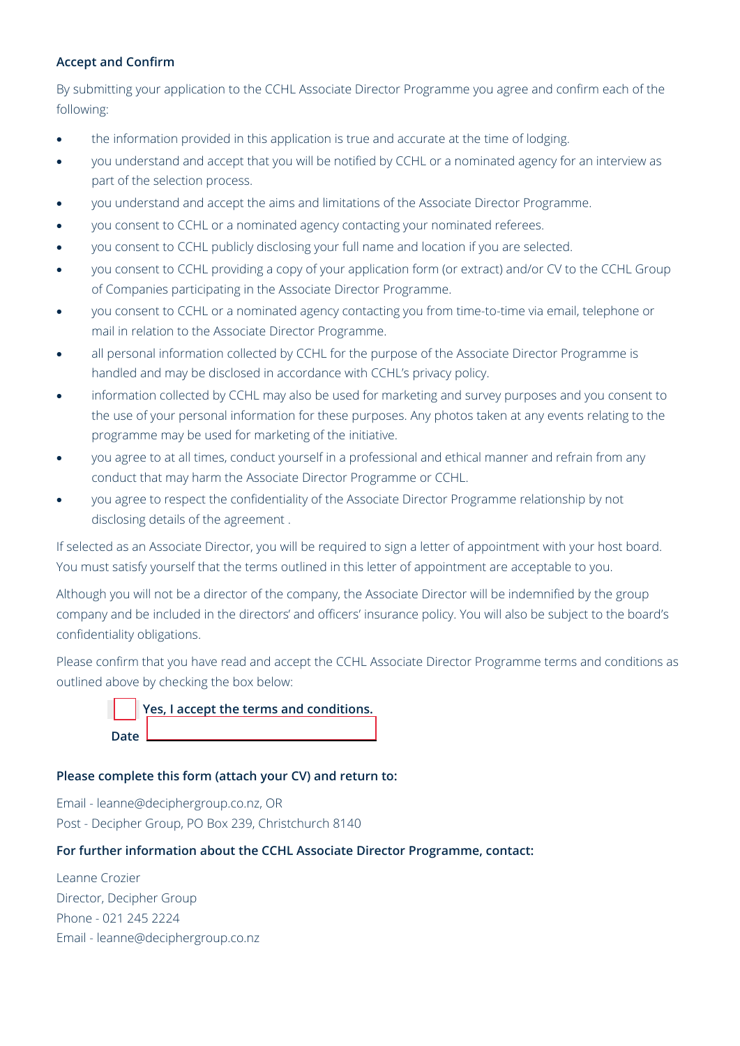### Accept and Confirm

By submitting your application to the CCHL Associate Director Programme you agree and confirm each of the following:

- the information provided in this application is true and accurate at the time of lodging.
- you understand and accept that you will be notified by CCHL or a nominated agency for an interview as part of the selection process.
- you understand and accept the aims and limitations of the Associate Director Programme.
- you consent to CCHL or a nominated agency contacting your nominated referees.
- you consent to CCHL publicly disclosing your full name and location if you are selected.
- you consent to CCHL providing a copy of your application form (or extract) and/or CV to the CCHL Group of Companies participating in the Associate Director Programme.
- you consent to CCHL or a nominated agency contacting you from time-to-time via email, telephone or mail in relation to the Associate Director Programme.
- all personal information collected by CCHL for the purpose of the Associate Director Programme is handled and may be disclosed in accordance with CCHL's privacy policy.
- information collected by CCHL may also be used for marketing and survey purposes and you consent to the use of your personal information for these purposes. Any photos taken at any events relating to the programme may be used for marketing of the initiative.
- you agree to at all times, conduct yourself in a professional and ethical manner and refrain from any conduct that may harm the Associate Director Programme or CCHL.
- you agree to respect the confidentiality of the Associate Director Programme relationship by not disclosing details of the agreement .

If selected as an Associate Director, you will be required to sign a letter of appointment with your host board. You must satisfy yourself that the terms outlined in this letter of appointment are acceptable to you.

Although you will not be a director of the company, the Associate Director will be indemnified by the group company and be included in the directors' and officers' insurance policy. You will also be subject to the board's confidentiality obligations.

Please confirm that you have read and accept the CCHL Associate Director Programme terms and conditions as outlined above by checking the box below:

☐ **Yes, I accept the terms and conditions.**

**Date** ____________________

**Please complete this form (attach your CV) and return to:**

Email - leanne@deciphergroup.co.nz, OR
Post - Decipher Group, PO Box 239, Christchurch 8140

**For further information about the CCHL Associate Director Programme, contact:**

Leanne Crozier
Director, Decipher Group
Phone - 021 245 2224
Email - leanne@deciphergroup.co.nz